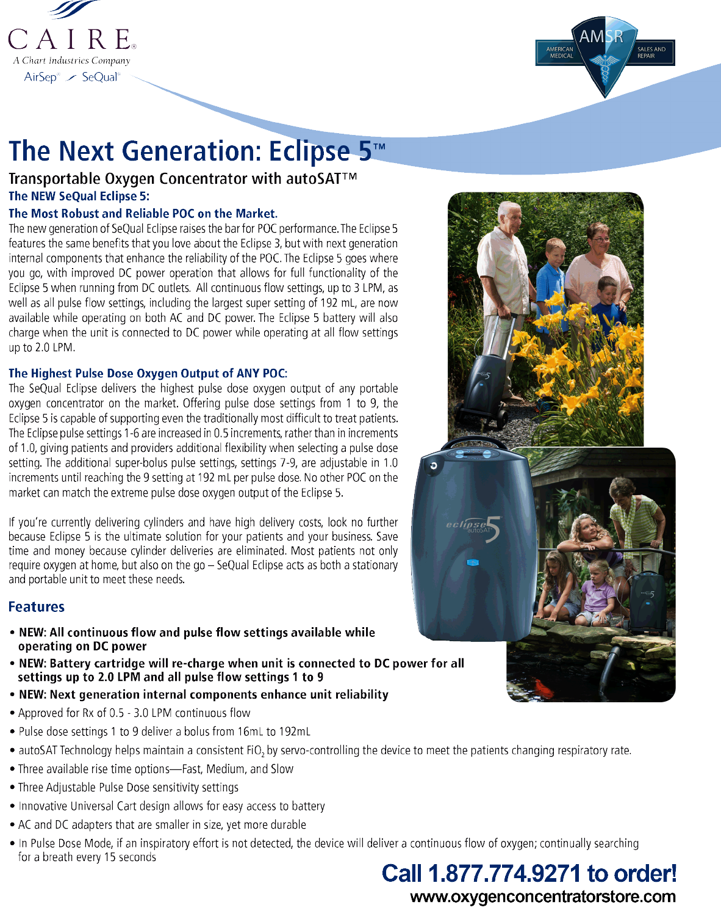CAIRE®
A Chart Industries Company
AirSep® SeQual®

AMSR — AMERICAN MEDICAL SALES AND REPAIR

# The Next Generation: Eclipse 5™

## Transportable Oxygen Concentrator with autoSAT™

### The NEW SeQual Eclipse 5:

### The Most Robust and Reliable POC on the Market.

The new generation of SeQual Eclipse raises the bar for POC performance. The Eclipse 5 features the same benefits that you love about the Eclipse 3, but with next generation internal components that enhance the reliability of the POC. The Eclipse 5 goes where you go, with improved DC power operation that allows for full functionality of the Eclipse 5 when running from DC outlets. All continuous flow settings, up to 3 LPM, as well as all pulse flow settings, including the largest super setting of 192 mL, are now available while operating on both AC and DC power. The Eclipse 5 battery will also charge when the unit is connected to DC power while operating at all flow settings up to 2.0 LPM.

### The Highest Pulse Dose Oxygen Output of ANY POC:

The SeQual Eclipse delivers the highest pulse dose oxygen output of any portable oxygen concentrator on the market. Offering pulse dose settings from 1 to 9, the Eclipse 5 is capable of supporting even the traditionally most difficult to treat patients. The Eclipse pulse settings 1-6 are increased in 0.5 increments, rather than in increments of 1.0, giving patients and providers additional flexibility when selecting a pulse dose setting. The additional super-bolus pulse settings, settings 7-9, are adjustable in 1.0 increments until reaching the 9 setting at 192 mL per pulse dose. No other POC on the market can match the extreme pulse dose oxygen output of the Eclipse 5.

If you're currently delivering cylinders and have high delivery costs, look no further because Eclipse 5 is the ultimate solution for your patients and your business. Save time and money because cylinder deliveries are eliminated. Most patients not only require oxygen at home, but also on the go – SeQual Eclipse acts as both a stationary and portable unit to meet these needs.

## Features

- **NEW: All continuous flow and pulse flow settings available while operating on DC power**
- **NEW: Battery cartridge will re-charge when unit is connected to DC power for all settings up to 2.0 LPM and all pulse flow settings 1 to 9**
- **NEW: Next generation internal components enhance unit reliability**
- Approved for Rx of 0.5 - 3.0 LPM continuous flow
- Pulse dose settings 1 to 9 deliver a bolus from 16mL to 192mL
- autoSAT Technology helps maintain a consistent $FiO_2$ by servo-controlling the device to meet the patients changing respiratory rate.
- Three available rise time options—Fast, Medium, and Slow
- Three Adjustable Pulse Dose sensitivity settings
- Innovative Universal Cart design allows for easy access to battery
- AC and DC adapters that are smaller in size, yet more durable
- In Pulse Dose Mode, if an inspiratory effort is not detected, the device will deliver a continuous flow of oxygen; continually searching for a breath every 15 seconds

**Call 1.877.774.9271 to order!**

**www.oxygenconcentratorstore.com**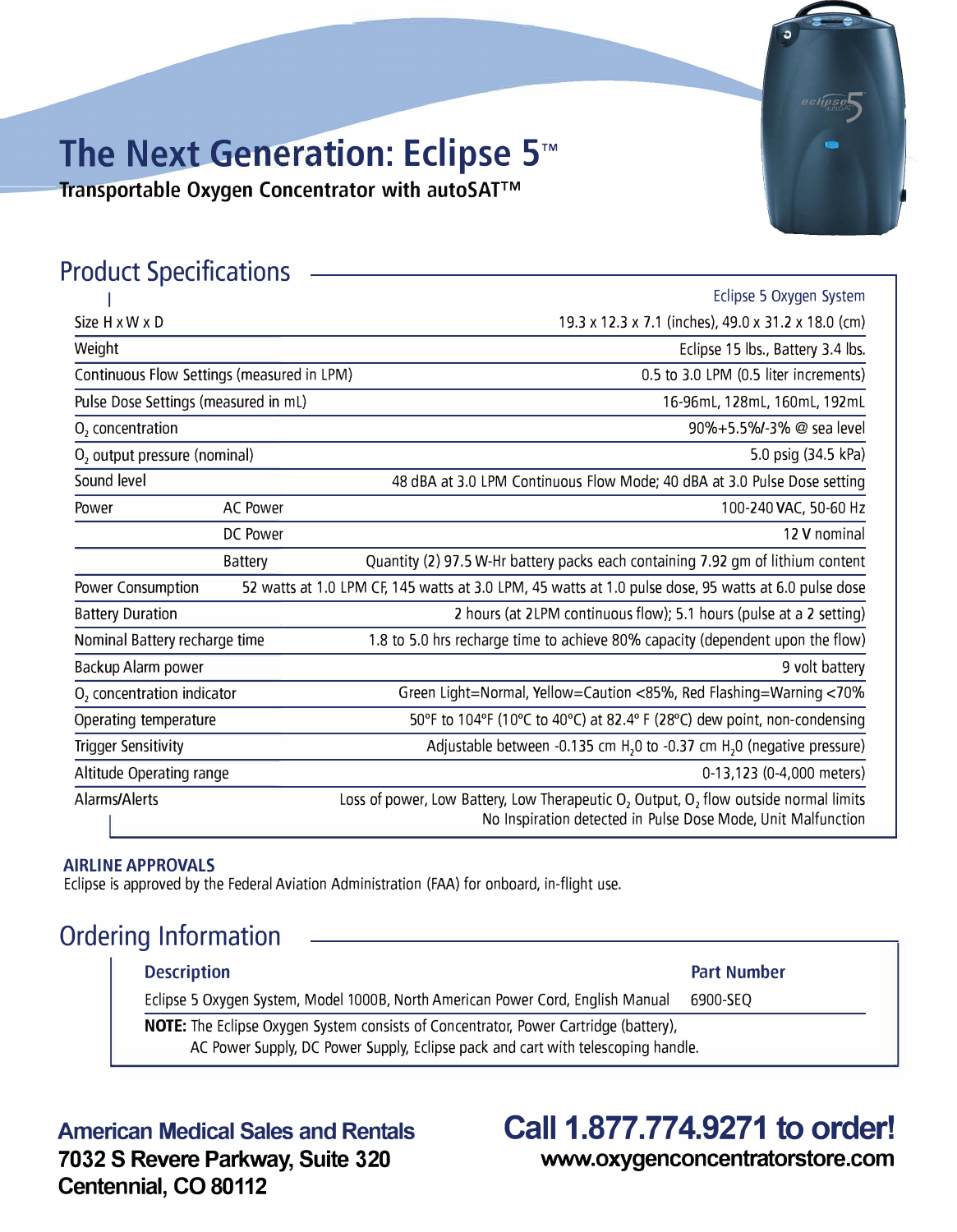# The Next Generation: Eclipse 5™

**Transportable Oxygen Concentrator with autoSAT™**

## Product Specifications

| | | Eclipse 5 Oxygen System |
|---|---|---|
| Size H x W x D | | 19.3 x 12.3 x 7.1 (inches), 49.0 x 31.2 x 18.0 (cm) |
| Weight | | Eclipse 15 lbs., Battery 3.4 lbs. |
| Continuous Flow Settings (measured in LPM) | | 0.5 to 3.0 LPM (0.5 liter increments) |
| Pulse Dose Settings (measured in mL) | | 16-96mL, 128mL, 160mL, 192mL |
| $O_2$ concentration | | 90%+5.5%/-3% @ sea level |
| $O_2$ output pressure (nominal) | | 5.0 psig (34.5 kPa) |
| Sound level | | 48 dBA at 3.0 LPM Continuous Flow Mode; 40 dBA at 3.0 Pulse Dose setting |
| Power | AC Power | 100-240 VAC, 50-60 Hz |
| | DC Power | 12 V nominal |
| | Battery | Quantity (2) 97.5 W-Hr battery packs each containing 7.92 gm of lithium content |
| Power Consumption | | 52 watts at 1.0 LPM CF, 145 watts at 3.0 LPM, 45 watts at 1.0 pulse dose, 95 watts at 6.0 pulse dose |
| Battery Duration | | 2 hours (at 2LPM continuous flow); 5.1 hours (pulse at a 2 setting) |
| Nominal Battery recharge time | | 1.8 to 5.0 hrs recharge time to achieve 80% capacity (dependent upon the flow) |
| Backup Alarm power | | 9 volt battery |
| $O_2$ concentration indicator | | Green Light=Normal, Yellow=Caution <85%, Red Flashing=Warning <70% |
| Operating temperature | | 50°F to 104°F (10°C to 40°C) at 82.4° F (28°C) dew point, non-condensing |
| Trigger Sensitivity | | Adjustable between -0.135 cm $H_2O$ to -0.37 cm $H_2O$ (negative pressure) |
| Altitude Operating range | | 0-13,123 (0-4,000 meters) |
| Alarms/Alerts | | Loss of power, Low Battery, Low Therapeutic $O_2$ Output, $O_2$ flow outside normal limits No Inspiration detected in Pulse Dose Mode, Unit Malfunction |

**AIRLINE APPROVALS**
Eclipse is approved by the Federal Aviation Administration (FAA) for onboard, in-flight use.

## Ordering Information

| Description | Part Number |
|---|---|
| Eclipse 5 Oxygen System, Model 1000B, North American Power Cord, English Manual | 6900-SEQ |

**NOTE:** The Eclipse Oxygen System consists of Concentrator, Power Cartridge (battery), AC Power Supply, DC Power Supply, Eclipse pack and cart with telescoping handle.

**American Medical Sales and Rentals**
**7032 S Revere Parkway, Suite 320**
**Centennial, CO 80112**

**Call 1.877.774.9271 to order!**
**www.oxygenconcentratorstore.com**